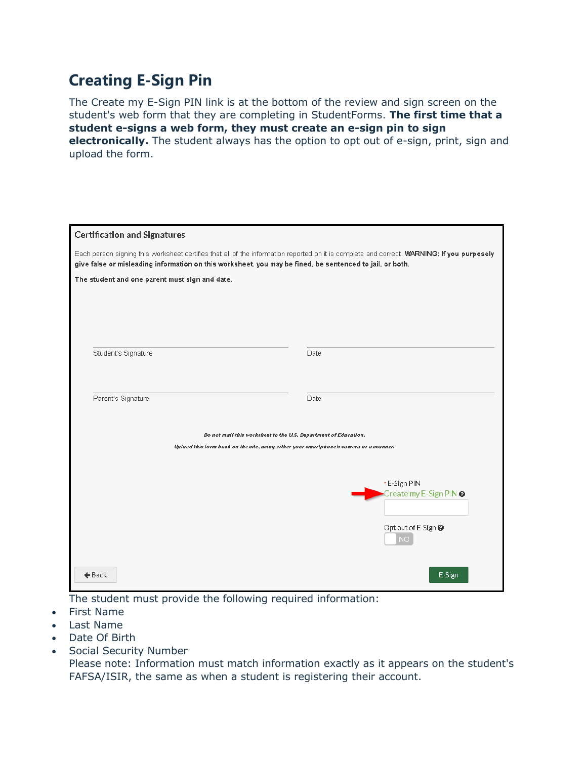# Creating E-Sign Pin

The Create my E-Sign PIN link is at the bottom of the review and sign screen on the student's web form that they are completing in StudentForms. **The first time that a student e-signs a web form, they must create an e-sign pin to sign electronically.** The student always has the option to opt out of e-sign, print, sign and upload the form.

Certification and Signatures

Each person signing this worksheet certifies that all of the information reported on it is complete and correct. **WARNING: If you purposely give false or misleading information on this worksheet, you may be fined, be sentenced to jail, or both.**

**The student and one parent must sign and date.**

Student's Signature　　　Date

Parent's Signature　　　Date

***Do not mail this worksheet to the U.S. Department of Education.***

***Upload this form back on the site, using either your smartphone's camera or a scanner.***

* E-Sign PIN
Create my E-Sign PIN

Opt out of E-Sign
NO

Back　　　E-Sign

The student must provide the following required information:

- First Name
- Last Name
- Date Of Birth
- Social Security Number

Please note: Information must match information exactly as it appears on the student's FAFSA/ISIR, the same as when a student is registering their account.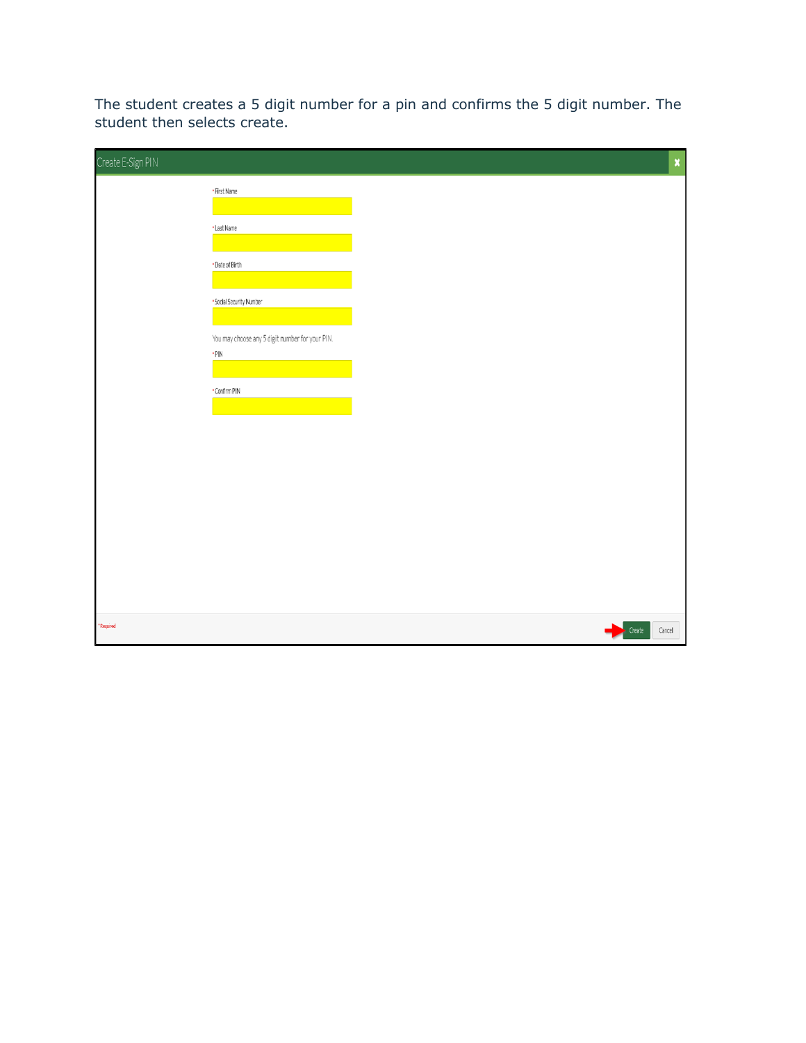The student creates a 5 digit number for a pin and confirms the 5 digit number. The student then selects create.

Create E-Sign PIN

* First Name

* Last Name

* Date of Birth

* Social Security Number

You may choose any 5 digit number for your PIN.

* PIN

* Confirm PIN

* Required

Create Cancel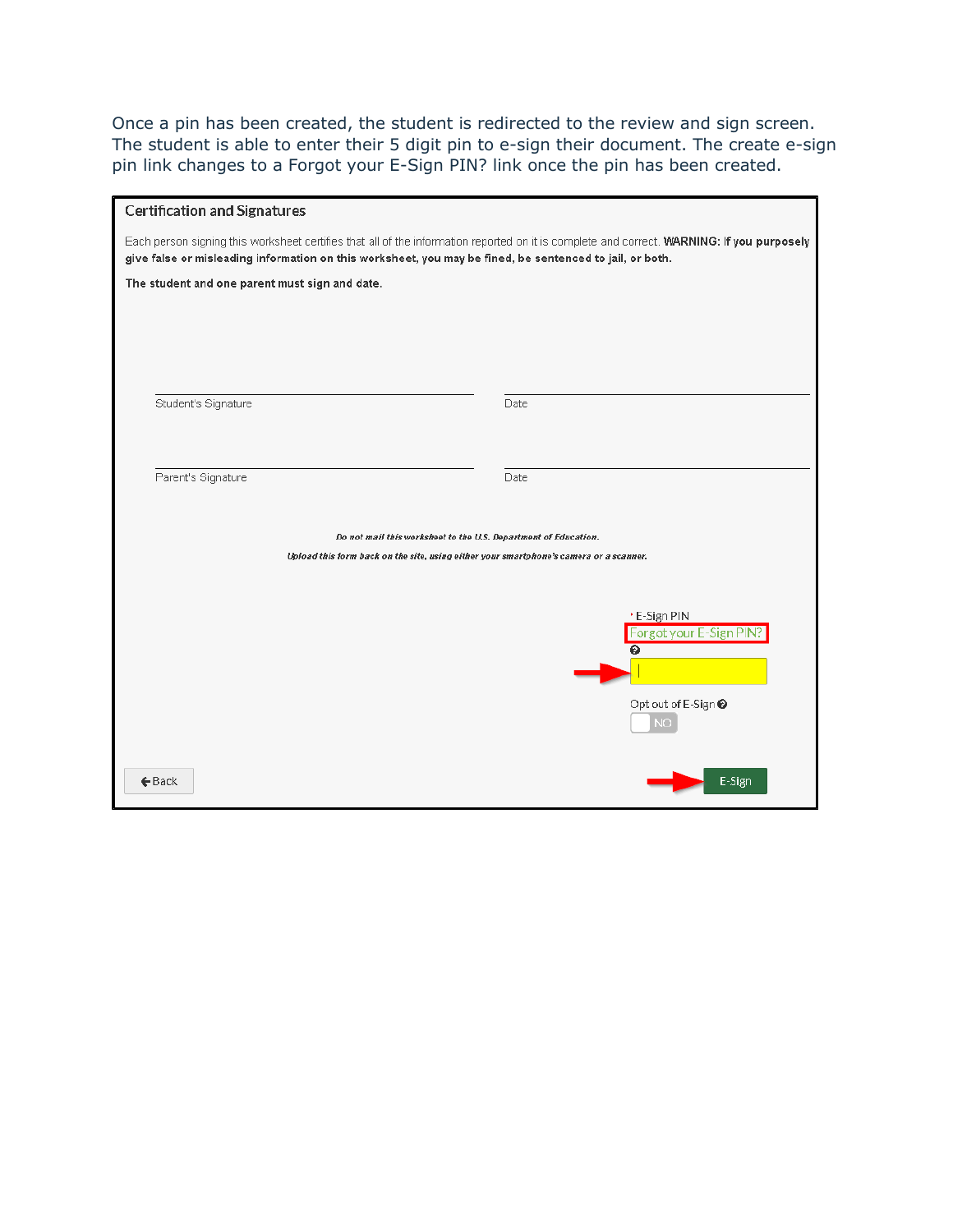Once a pin has been created, the student is redirected to the review and sign screen. The student is able to enter their 5 digit pin to e-sign their document. The create e-sign pin link changes to a Forgot your E-Sign PIN? link once the pin has been created.

## Certification and Signatures

Each person signing this worksheet certifies that all of the information reported on it is complete and correct. **WARNING: If you purposely give false or misleading information on this worksheet, you may be fined, be sentenced to jail, or both.**

**The student and one parent must sign and date.**

Student's Signature | Date

Parent's Signature | Date

***Do not mail this worksheet to the U.S. Department of Education.***

***Upload this form back on the site, using either your smartphone's camera or a scanner.***

\* E-Sign PIN

Forgot your E-Sign PIN?

Opt out of E-Sign

NO

Back

E-Sign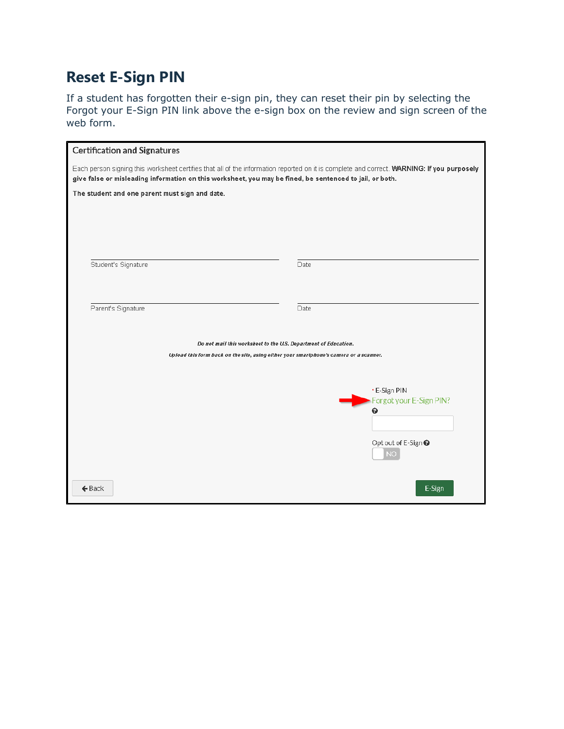# Reset E-Sign PIN

If a student has forgotten their e-sign pin, they can reset their pin by selecting the Forgot your E-Sign PIN link above the e-sign box on the review and sign screen of the web form.

Certification and Signatures

Each person signing this worksheet certifies that all of the information reported on it is complete and correct. **WARNING: If you purposely give false or misleading information on this worksheet, you may be fined, be sentenced to jail, or both.**

**The student and one parent must sign and date.**

Student's Signature

Date

Parent's Signature

Date

***Do not mail this worksheet to the U.S. Department of Education.***

***Upload this form back on the site, using either your smartphone's camera or a scanner.***

* E-Sign PIN

Forgot your E-Sign PIN?

Opt out of E-Sign

NO

Back

E-Sign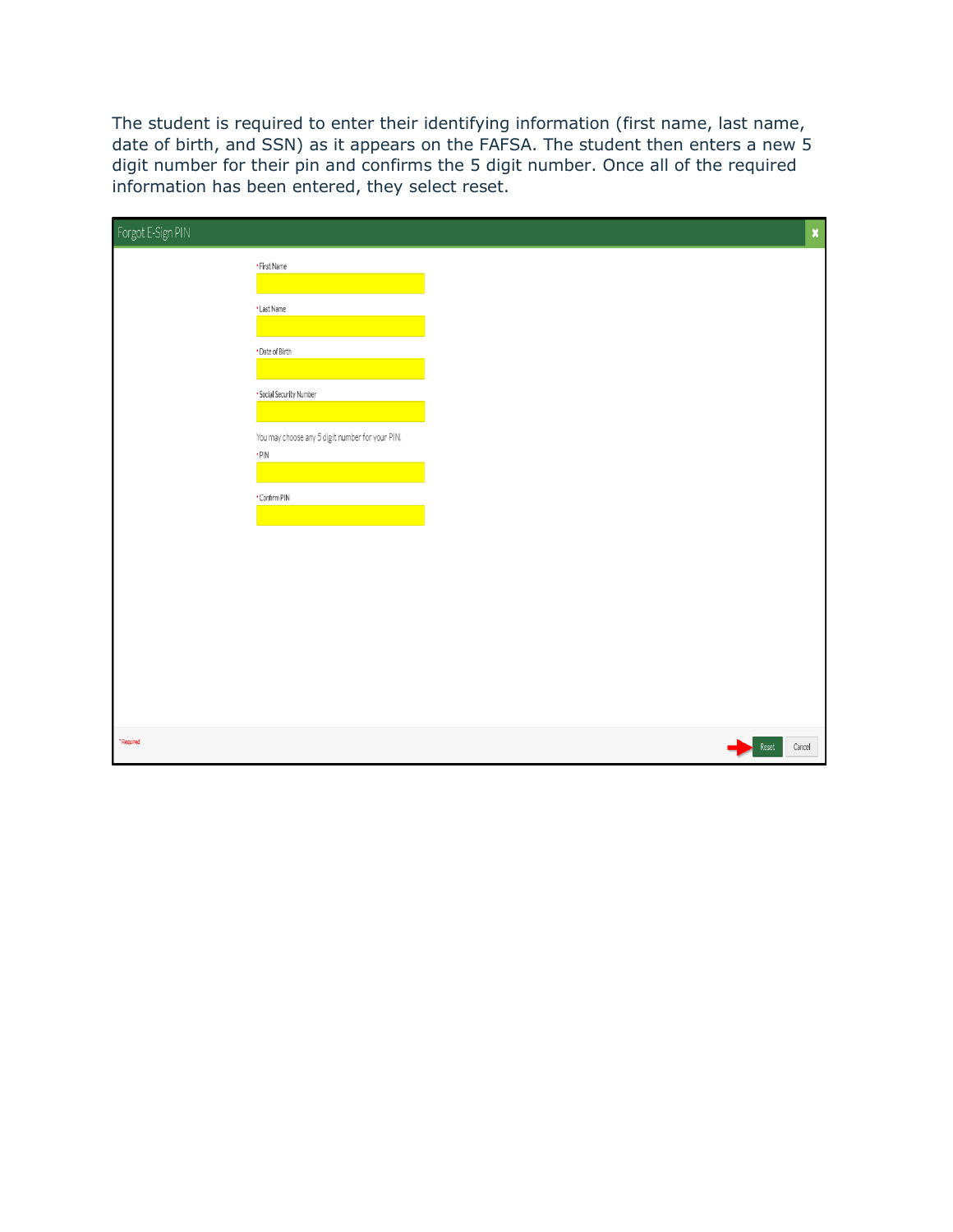The student is required to enter their identifying information (first name, last name, date of birth, and SSN) as it appears on the FAFSA. The student then enters a new 5 digit number for their pin and confirms the 5 digit number. Once all of the required information has been entered, they select reset.

Forgot E-Sign PIN

* First Name

* Last Name

* Date of Birth

* Social Security Number

You may choose any 5 digit number for your PIN.

* PIN

* Confirm PIN

* Required

Reset Cancel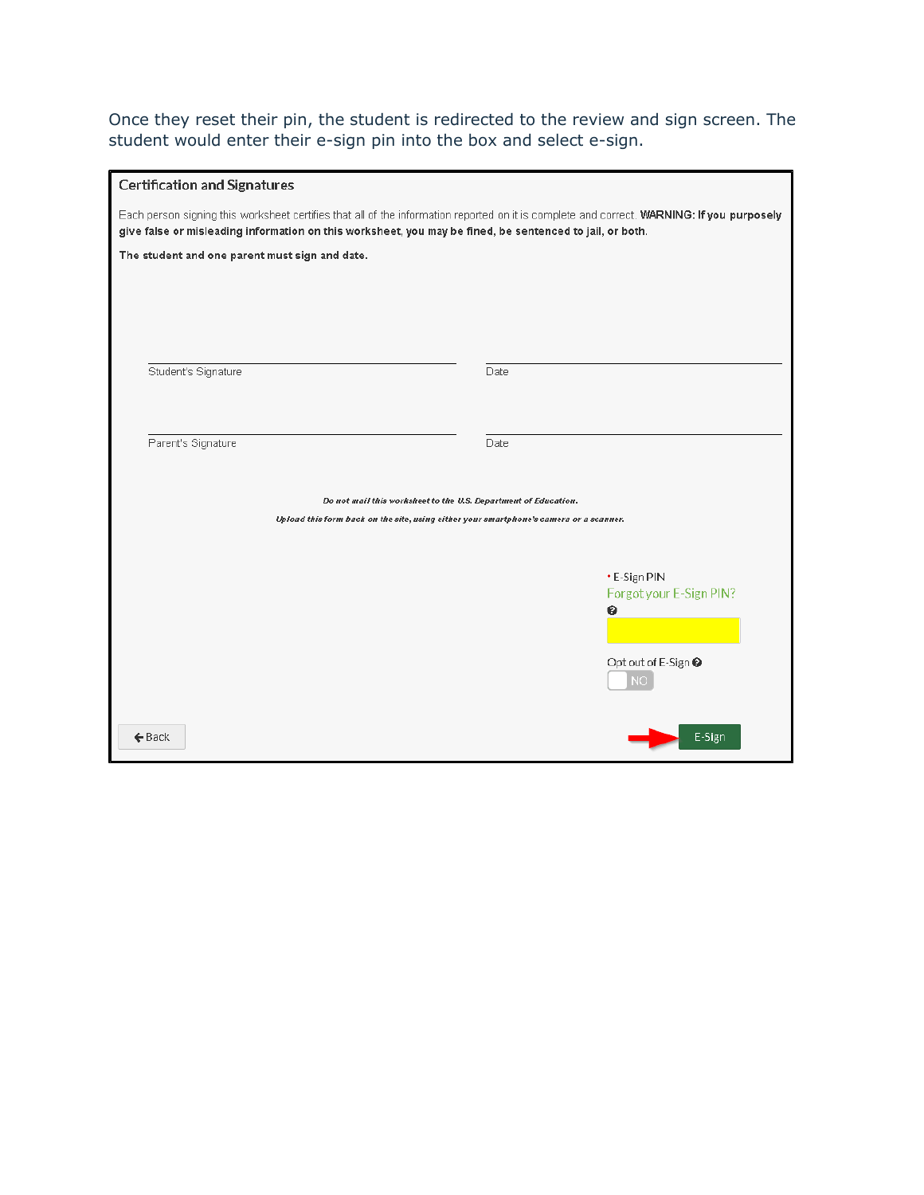Once they reset their pin, the student is redirected to the review and sign screen. The student would enter their e-sign pin into the box and select e-sign.

## Certification and Signatures

Each person signing this worksheet certifies that all of the information reported on it is complete and correct. **WARNING: If you purposely give false or misleading information on this worksheet, you may be fined, be sentenced to jail, or both.**

**The student and one parent must sign and date.**

Student's Signature

Date

Parent's Signature

Date

***Do not mail this worksheet to the U.S. Department of Education.***

***Upload this form back on the site, using either your smartphone's camera or a scanner.***

• E-Sign PIN

Forgot your E-Sign PIN?

Opt out of E-Sign

NO

Back

E-Sign